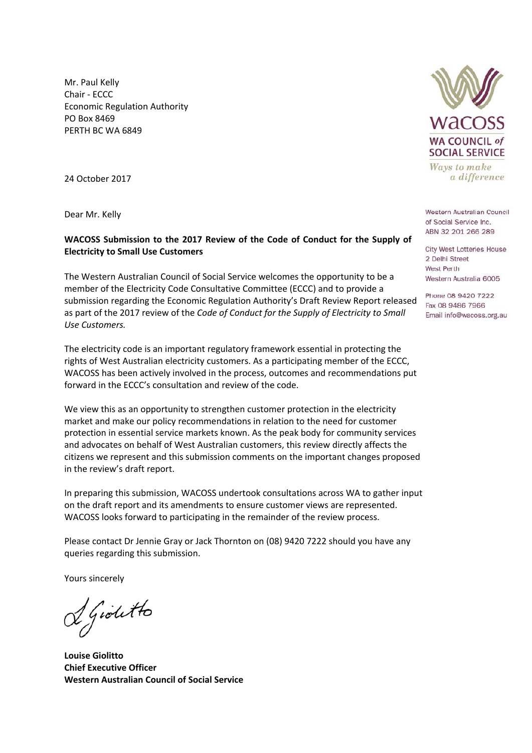Mr. Paul Kelly
Chair - ECCC
Economic Regulation Authority
PO Box 8469
PERTH BC WA 6849

WACOSS
WA COUNCIL of SOCIAL SERVICE
*Ways to make a difference*

Western Australian Council of Social Service Inc.
ABN 32 201 266 289

City West Lotteries House
2 Delhi Street
West Perth
Western Australia 6005

Phone 08 9420 7222
Fax 08 9486 7966
Email info@wacoss.org.au

24 October 2017

Dear Mr. Kelly

**WACOSS Submission to the 2017 Review of the Code of Conduct for the Supply of Electricity to Small Use Customers**

The Western Australian Council of Social Service welcomes the opportunity to be a member of the Electricity Code Consultative Committee (ECCC) and to provide a submission regarding the Economic Regulation Authority's Draft Review Report released as part of the 2017 review of the *Code of Conduct for the Supply of Electricity to Small Use Customers.*

The electricity code is an important regulatory framework essential in protecting the rights of West Australian electricity customers. As a participating member of the ECCC, WACOSS has been actively involved in the process, outcomes and recommendations put forward in the ECCC's consultation and review of the code.

We view this as an opportunity to strengthen customer protection in the electricity market and make our policy recommendations in relation to the need for customer protection in essential service markets known. As the peak body for community services and advocates on behalf of West Australian customers, this review directly affects the citizens we represent and this submission comments on the important changes proposed in the review's draft report.

In preparing this submission, WACOSS undertook consultations across WA to gather input on the draft report and its amendments to ensure customer views are represented. WACOSS looks forward to participating in the remainder of the review process.

Please contact Dr Jennie Gray or Jack Thornton on (08) 9420 7222 should you have any queries regarding this submission.

Yours sincerely

L Giolitto

**Louise Giolitto**
**Chief Executive Officer**
**Western Australian Council of Social Service**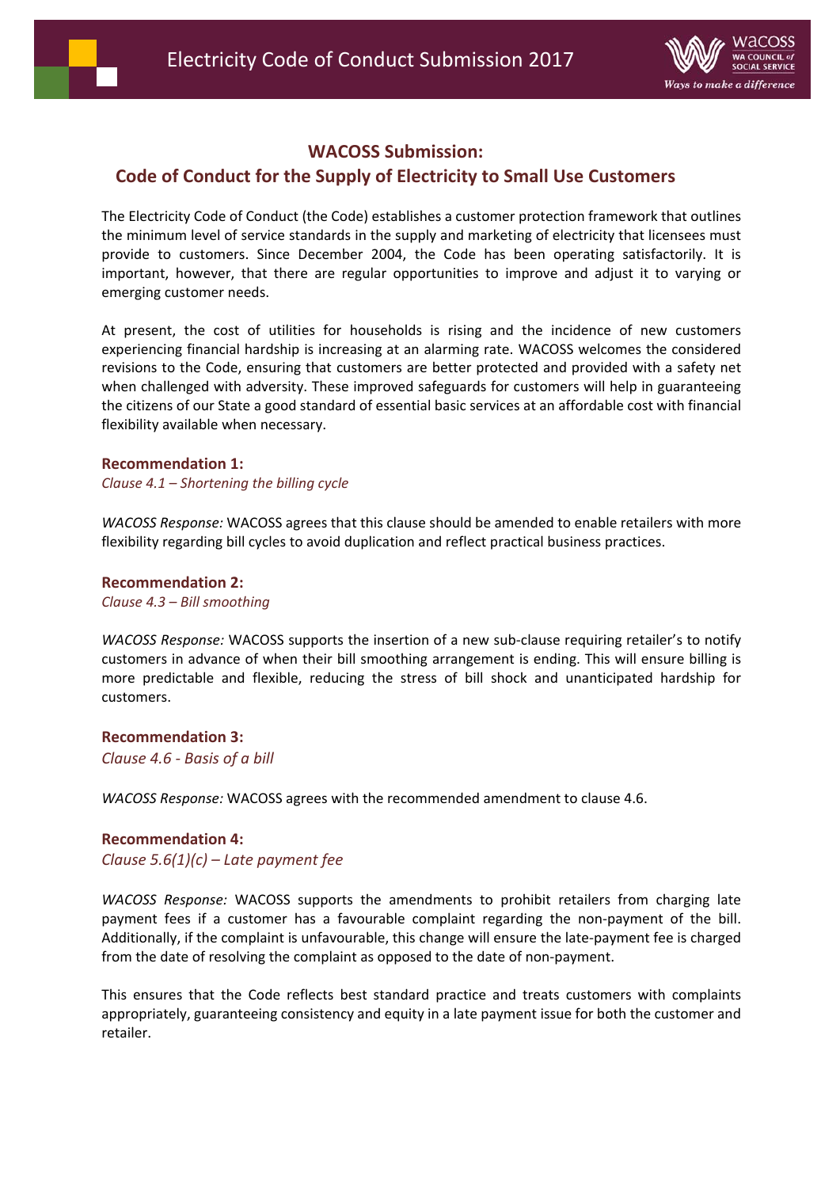## WACOSS Submission:
## Code of Conduct for the Supply of Electricity to Small Use Customers

The Electricity Code of Conduct (the Code) establishes a customer protection framework that outlines the minimum level of service standards in the supply and marketing of electricity that licensees must provide to customers. Since December 2004, the Code has been operating satisfactorily. It is important, however, that there are regular opportunities to improve and adjust it to varying or emerging customer needs.

At present, the cost of utilities for households is rising and the incidence of new customers experiencing financial hardship is increasing at an alarming rate. WACOSS welcomes the considered revisions to the Code, ensuring that customers are better protected and provided with a safety net when challenged with adversity. These improved safeguards for customers will help in guaranteeing the citizens of our State a good standard of essential basic services at an affordable cost with financial flexibility available when necessary.

**Recommendation 1:**
*Clause 4.1 – Shortening the billing cycle*

*WACOSS Response:* WACOSS agrees that this clause should be amended to enable retailers with more flexibility regarding bill cycles to avoid duplication and reflect practical business practices.

**Recommendation 2:**
*Clause 4.3 – Bill smoothing*

*WACOSS Response:* WACOSS supports the insertion of a new sub-clause requiring retailer's to notify customers in advance of when their bill smoothing arrangement is ending. This will ensure billing is more predictable and flexible, reducing the stress of bill shock and unanticipated hardship for customers.

**Recommendation 3:**
*Clause 4.6 - Basis of a bill*

*WACOSS Response:* WACOSS agrees with the recommended amendment to clause 4.6.

**Recommendation 4:**
*Clause 5.6(1)(c) – Late payment fee*

*WACOSS Response:* WACOSS supports the amendments to prohibit retailers from charging late payment fees if a customer has a favourable complaint regarding the non-payment of the bill. Additionally, if the complaint is unfavourable, this change will ensure the late-payment fee is charged from the date of resolving the complaint as opposed to the date of non-payment.

This ensures that the Code reflects best standard practice and treats customers with complaints appropriately, guaranteeing consistency and equity in a late payment issue for both the customer and retailer.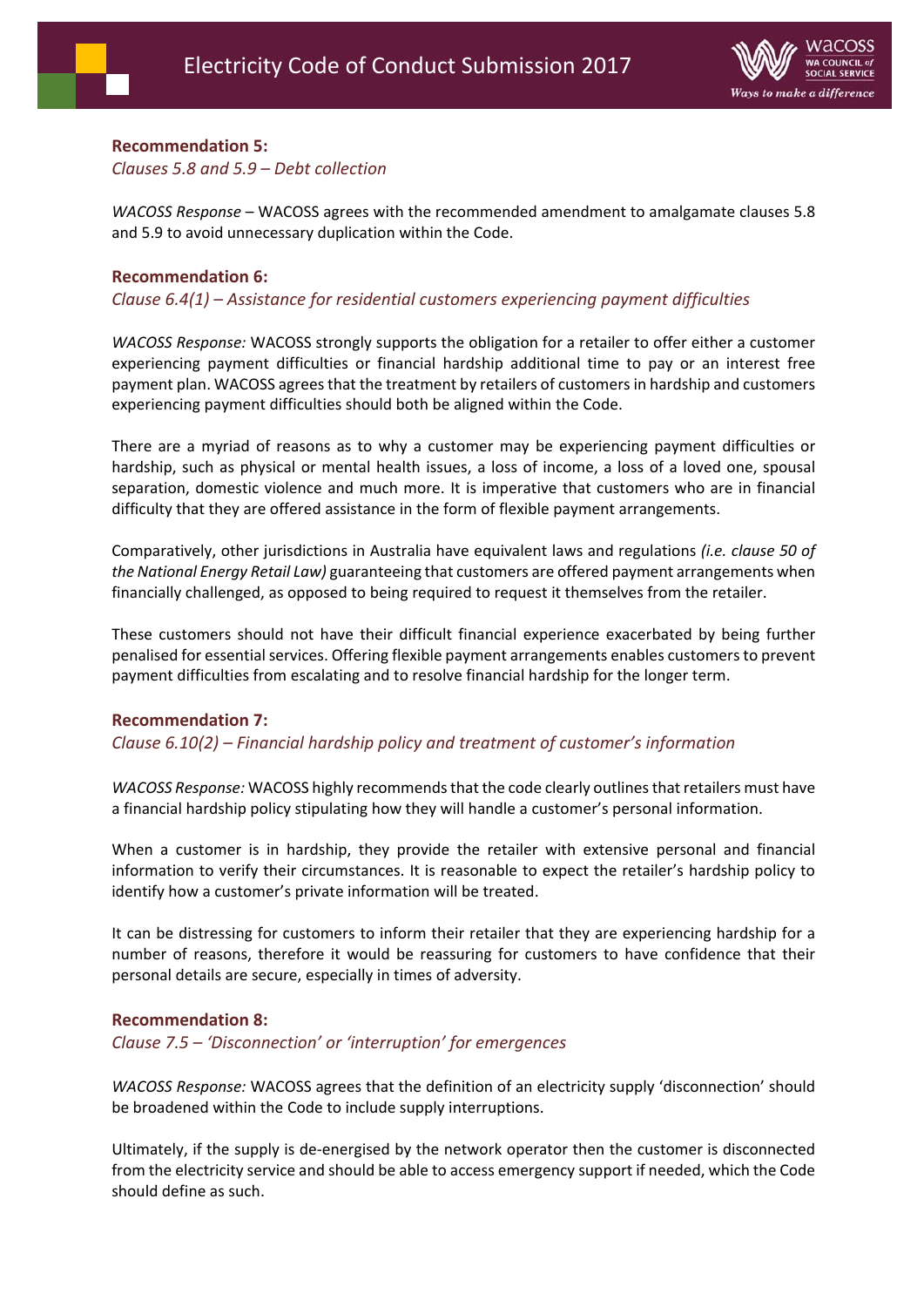### Recommendation 5:

*Clauses 5.8 and 5.9 – Debt collection*

*WACOSS Response* – WACOSS agrees with the recommended amendment to amalgamate clauses 5.8 and 5.9 to avoid unnecessary duplication within the Code.

### Recommendation 6:

*Clause 6.4(1) – Assistance for residential customers experiencing payment difficulties*

*WACOSS Response:* WACOSS strongly supports the obligation for a retailer to offer either a customer experiencing payment difficulties or financial hardship additional time to pay or an interest free payment plan. WACOSS agrees that the treatment by retailers of customers in hardship and customers experiencing payment difficulties should both be aligned within the Code.

There are a myriad of reasons as to why a customer may be experiencing payment difficulties or hardship, such as physical or mental health issues, a loss of income, a loss of a loved one, spousal separation, domestic violence and much more. It is imperative that customers who are in financial difficulty that they are offered assistance in the form of flexible payment arrangements.

Comparatively, other jurisdictions in Australia have equivalent laws and regulations *(i.e. clause 50 of the National Energy Retail Law)* guaranteeing that customers are offered payment arrangements when financially challenged, as opposed to being required to request it themselves from the retailer.

These customers should not have their difficult financial experience exacerbated by being further penalised for essential services. Offering flexible payment arrangements enables customers to prevent payment difficulties from escalating and to resolve financial hardship for the longer term.

### Recommendation 7:

*Clause 6.10(2) – Financial hardship policy and treatment of customer's information*

*WACOSS Response:* WACOSS highly recommends that the code clearly outlines that retailers must have a financial hardship policy stipulating how they will handle a customer's personal information.

When a customer is in hardship, they provide the retailer with extensive personal and financial information to verify their circumstances. It is reasonable to expect the retailer's hardship policy to identify how a customer's private information will be treated.

It can be distressing for customers to inform their retailer that they are experiencing hardship for a number of reasons, therefore it would be reassuring for customers to have confidence that their personal details are secure, especially in times of adversity.

### Recommendation 8:

*Clause 7.5 – 'Disconnection' or 'interruption' for emergences*

*WACOSS Response:* WACOSS agrees that the definition of an electricity supply 'disconnection' should be broadened within the Code to include supply interruptions.

Ultimately, if the supply is de-energised by the network operator then the customer is disconnected from the electricity service and should be able to access emergency support if needed, which the Code should define as such.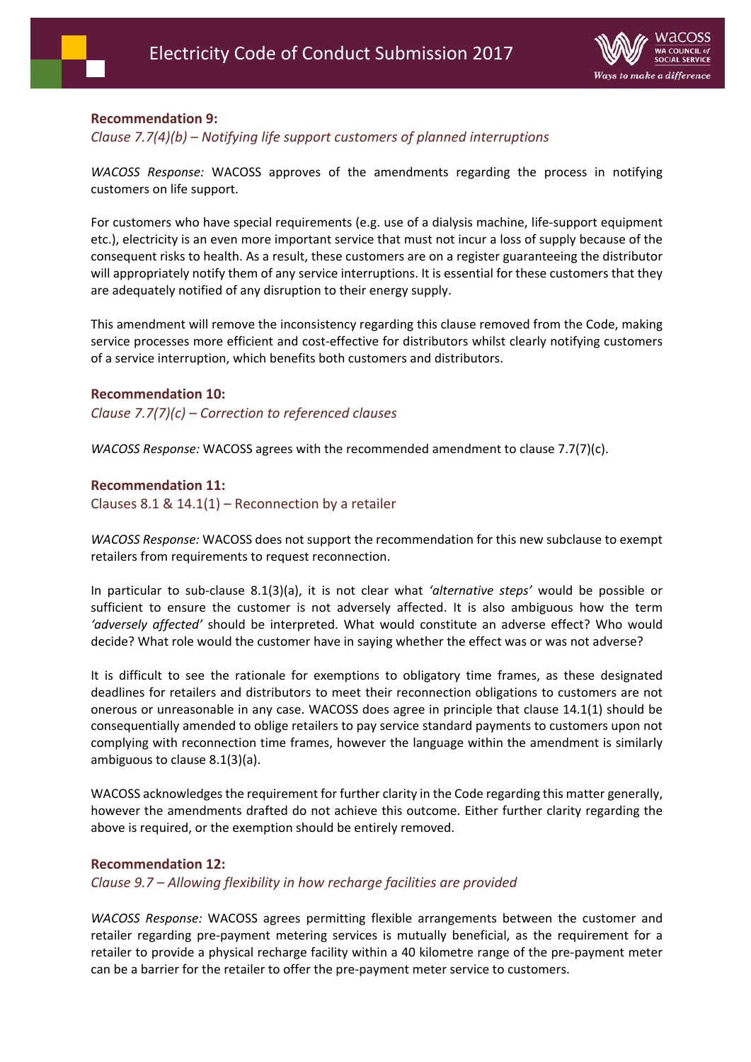### Recommendation 9:

*Clause 7.7(4)(b) – Notifying life support customers of planned interruptions*

*WACOSS Response:* WACOSS approves of the amendments regarding the process in notifying customers on life support.

For customers who have special requirements (e.g. use of a dialysis machine, life-support equipment etc.), electricity is an even more important service that must not incur a loss of supply because of the consequent risks to health. As a result, these customers are on a register guaranteeing the distributor will appropriately notify them of any service interruptions. It is essential for these customers that they are adequately notified of any disruption to their energy supply.

This amendment will remove the inconsistency regarding this clause removed from the Code, making service processes more efficient and cost-effective for distributors whilst clearly notifying customers of a service interruption, which benefits both customers and distributors.

### Recommendation 10:

*Clause 7.7(7)(c) – Correction to referenced clauses*

*WACOSS Response:* WACOSS agrees with the recommended amendment to clause 7.7(7)(c).

### Recommendation 11:

Clauses 8.1 & 14.1(1) – Reconnection by a retailer

*WACOSS Response:* WACOSS does not support the recommendation for this new subclause to exempt retailers from requirements to request reconnection.

In particular to sub-clause 8.1(3)(a), it is not clear what *'alternative steps'* would be possible or sufficient to ensure the customer is not adversely affected. It is also ambiguous how the term *'adversely affected'* should be interpreted. What would constitute an adverse effect? Who would decide? What role would the customer have in saying whether the effect was or was not adverse?

It is difficult to see the rationale for exemptions to obligatory time frames, as these designated deadlines for retailers and distributors to meet their reconnection obligations to customers are not onerous or unreasonable in any case. WACOSS does agree in principle that clause 14.1(1) should be consequentially amended to oblige retailers to pay service standard payments to customers upon not complying with reconnection time frames, however the language within the amendment is similarly ambiguous to clause 8.1(3)(a).

WACOSS acknowledges the requirement for further clarity in the Code regarding this matter generally, however the amendments drafted do not achieve this outcome. Either further clarity regarding the above is required, or the exemption should be entirely removed.

### Recommendation 12:

*Clause 9.7 – Allowing flexibility in how recharge facilities are provided*

*WACOSS Response:* WACOSS agrees permitting flexible arrangements between the customer and retailer regarding pre-payment metering services is mutually beneficial, as the requirement for a retailer to provide a physical recharge facility within a 40 kilometre range of the pre-payment meter can be a barrier for the retailer to offer the pre-payment meter service to customers.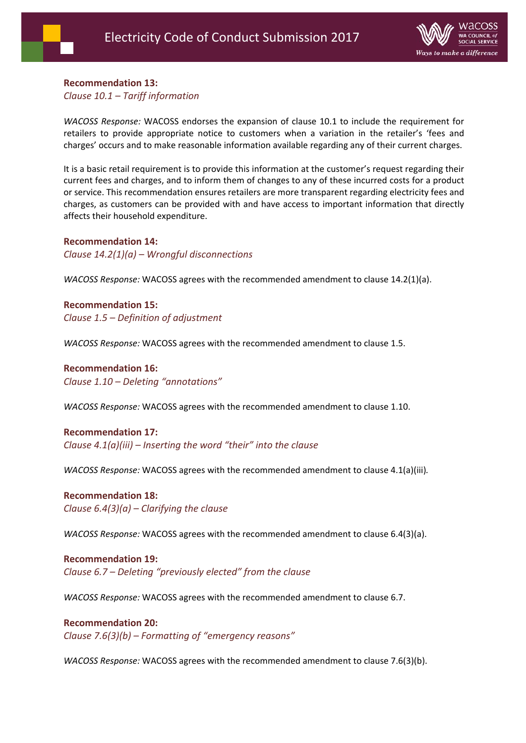**Recommendation 13:**
*Clause 10.1 – Tariff information*

*WACOSS Response:* WACOSS endorses the expansion of clause 10.1 to include the requirement for retailers to provide appropriate notice to customers when a variation in the retailer's 'fees and charges' occurs and to make reasonable information available regarding any of their current charges.

It is a basic retail requirement is to provide this information at the customer's request regarding their current fees and charges, and to inform them of changes to any of these incurred costs for a product or service. This recommendation ensures retailers are more transparent regarding electricity fees and charges, as customers can be provided with and have access to important information that directly affects their household expenditure.

**Recommendation 14:**
*Clause 14.2(1)(a) – Wrongful disconnections*

*WACOSS Response:* WACOSS agrees with the recommended amendment to clause 14.2(1)(a).

**Recommendation 15:**
*Clause 1.5 – Definition of adjustment*

*WACOSS Response:* WACOSS agrees with the recommended amendment to clause 1.5.

**Recommendation 16:**
*Clause 1.10 – Deleting "annotations"*

*WACOSS Response:* WACOSS agrees with the recommended amendment to clause 1.10.

**Recommendation 17:**
*Clause 4.1(a)(iii) – Inserting the word "their" into the clause*

*WACOSS Response:* WACOSS agrees with the recommended amendment to clause 4.1(a)(iii).

**Recommendation 18:**
*Clause 6.4(3)(a) – Clarifying the clause*

*WACOSS Response:* WACOSS agrees with the recommended amendment to clause 6.4(3)(a).

**Recommendation 19:**
*Clause 6.7 – Deleting "previously elected" from the clause*

*WACOSS Response:* WACOSS agrees with the recommended amendment to clause 6.7.

**Recommendation 20:**
*Clause 7.6(3)(b) – Formatting of "emergency reasons"*

*WACOSS Response:* WACOSS agrees with the recommended amendment to clause 7.6(3)(b).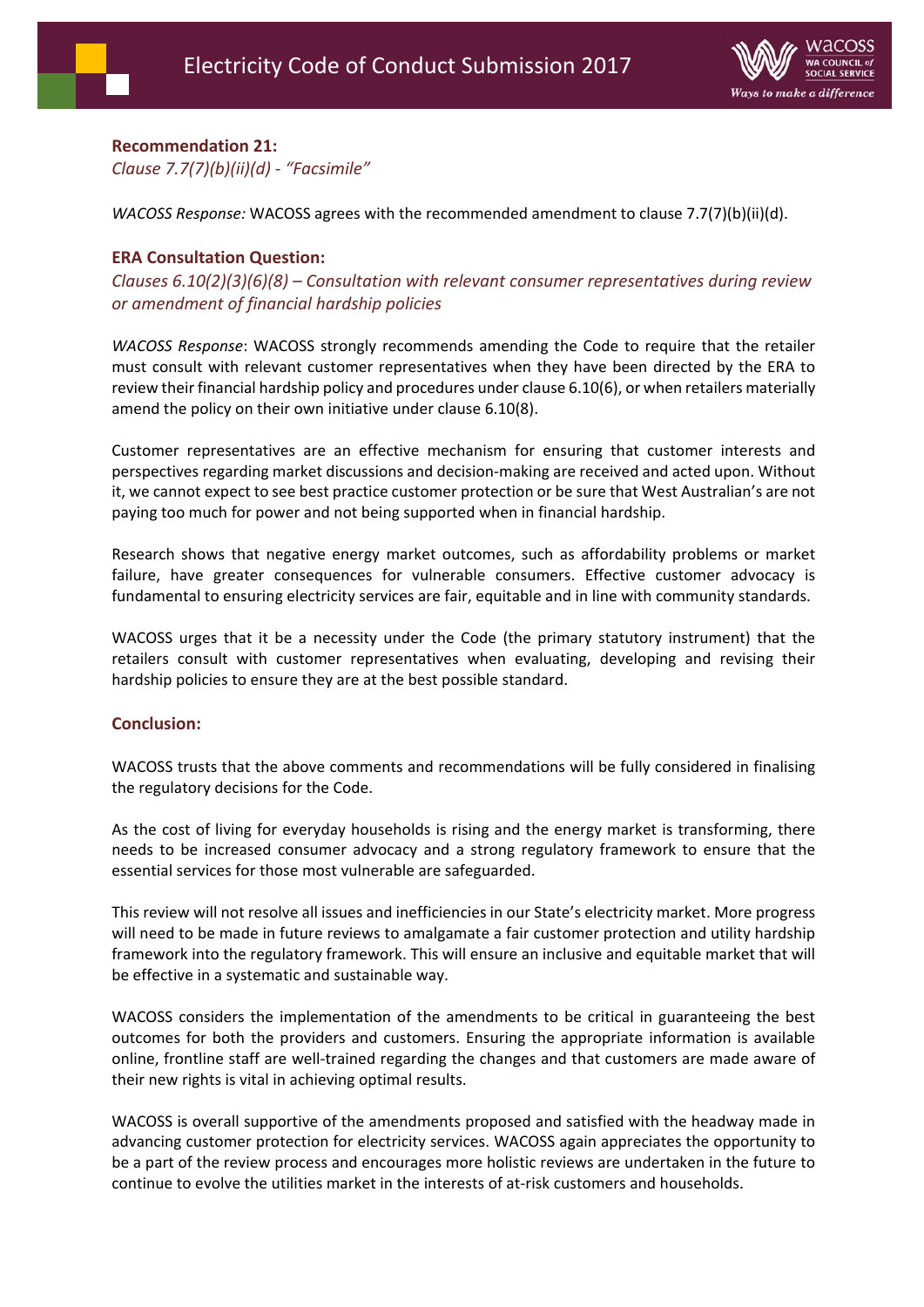**Recommendation 21:**
*Clause 7.7(7)(b)(ii)(d) - "Facsimile"*

*WACOSS Response:* WACOSS agrees with the recommended amendment to clause 7.7(7)(b)(ii)(d).

**ERA Consultation Question:**
*Clauses 6.10(2)(3)(6)(8) – Consultation with relevant consumer representatives during review or amendment of financial hardship policies*

*WACOSS Response*: WACOSS strongly recommends amending the Code to require that the retailer must consult with relevant customer representatives when they have been directed by the ERA to review their financial hardship policy and procedures under clause 6.10(6), or when retailers materially amend the policy on their own initiative under clause 6.10(8).

Customer representatives are an effective mechanism for ensuring that customer interests and perspectives regarding market discussions and decision-making are received and acted upon. Without it, we cannot expect to see best practice customer protection or be sure that West Australian's are not paying too much for power and not being supported when in financial hardship.

Research shows that negative energy market outcomes, such as affordability problems or market failure, have greater consequences for vulnerable consumers. Effective customer advocacy is fundamental to ensuring electricity services are fair, equitable and in line with community standards.

WACOSS urges that it be a necessity under the Code (the primary statutory instrument) that the retailers consult with customer representatives when evaluating, developing and revising their hardship policies to ensure they are at the best possible standard.

**Conclusion:**

WACOSS trusts that the above comments and recommendations will be fully considered in finalising the regulatory decisions for the Code.

As the cost of living for everyday households is rising and the energy market is transforming, there needs to be increased consumer advocacy and a strong regulatory framework to ensure that the essential services for those most vulnerable are safeguarded.

This review will not resolve all issues and inefficiencies in our State's electricity market. More progress will need to be made in future reviews to amalgamate a fair customer protection and utility hardship framework into the regulatory framework. This will ensure an inclusive and equitable market that will be effective in a systematic and sustainable way.

WACOSS considers the implementation of the amendments to be critical in guaranteeing the best outcomes for both the providers and customers. Ensuring the appropriate information is available online, frontline staff are well-trained regarding the changes and that customers are made aware of their new rights is vital in achieving optimal results.

WACOSS is overall supportive of the amendments proposed and satisfied with the headway made in advancing customer protection for electricity services. WACOSS again appreciates the opportunity to be a part of the review process and encourages more holistic reviews are undertaken in the future to continue to evolve the utilities market in the interests of at-risk customers and households.